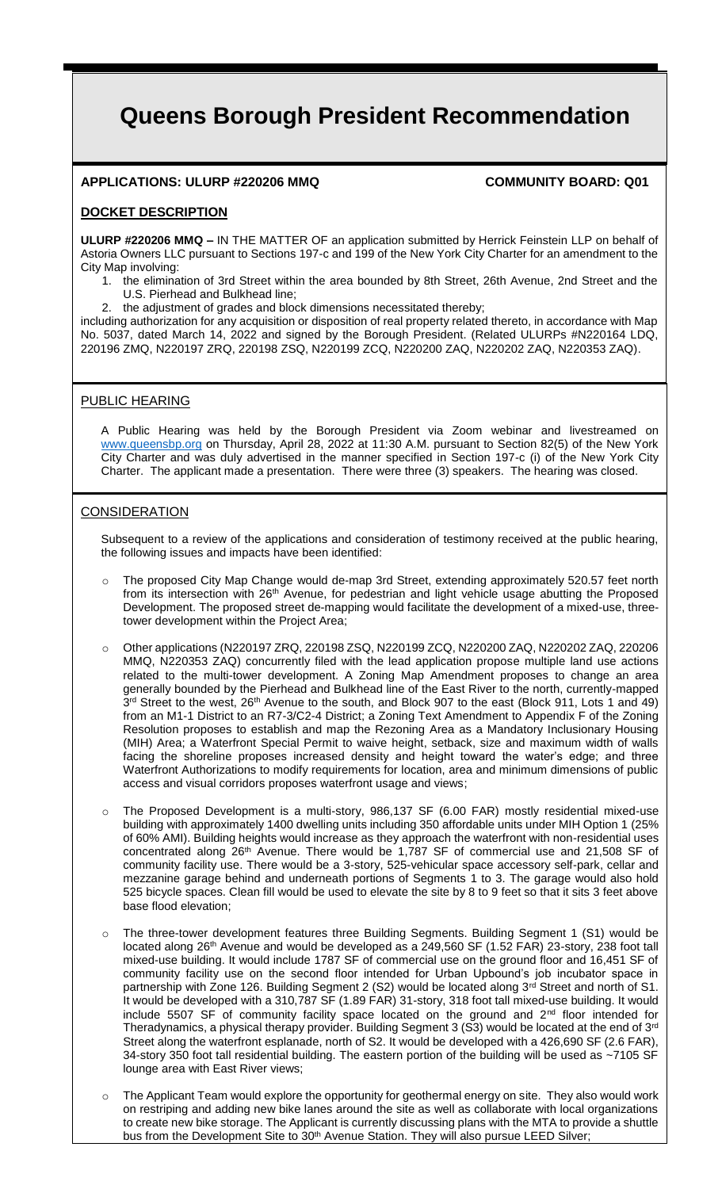# Queens Borough President Recommendation

**APPLICATIONS: ULURP #220206 MMQ** **COMMUNITY BOARD: Q01**

## DOCKET DESCRIPTION

**ULURP #220206 MMQ –** IN THE MATTER OF an application submitted by Herrick Feinstein LLP on behalf of Astoria Owners LLC pursuant to Sections 197-c and 199 of the New York City Charter for an amendment to the City Map involving:

1. the elimination of 3rd Street within the area bounded by 8th Street, 26th Avenue, 2nd Street and the U.S. Pierhead and Bulkhead line;
2. the adjustment of grades and block dimensions necessitated thereby;

including authorization for any acquisition or disposition of real property related thereto, in accordance with Map No. 5037, dated March 14, 2022 and signed by the Borough President. (Related ULURPs #N220164 LDQ, 220196 ZMQ, N220197 ZRQ, 220198 ZSQ, N220199 ZCQ, N220200 ZAQ, N220202 ZAQ, N220353 ZAQ).

## PUBLIC HEARING

A Public Hearing was held by the Borough President via Zoom webinar and livestreamed on www.queensbp.org on Thursday, April 28, 2022 at 11:30 A.M. pursuant to Section 82(5) of the New York City Charter and was duly advertised in the manner specified in Section 197-c (i) of the New York City Charter. The applicant made a presentation. There were three (3) speakers. The hearing was closed.

## CONSIDERATION

Subsequent to a review of the applications and consideration of testimony received at the public hearing, the following issues and impacts have been identified:

- The proposed City Map Change would de-map 3rd Street, extending approximately 520.57 feet north from its intersection with 26th Avenue, for pedestrian and light vehicle usage abutting the Proposed Development. The proposed street de-mapping would facilitate the development of a mixed-use, three-tower development within the Project Area;
- Other applications (N220197 ZRQ, 220198 ZSQ, N220199 ZCQ, N220200 ZAQ, N220202 ZAQ, 220206 MMQ, N220353 ZAQ) concurrently filed with the lead application propose multiple land use actions related to the multi-tower development. A Zoning Map Amendment proposes to change an area generally bounded by the Pierhead and Bulkhead line of the East River to the north, currently-mapped 3rd Street to the west, 26th Avenue to the south, and Block 907 to the east (Block 911, Lots 1 and 49) from an M1-1 District to an R7-3/C2-4 District; a Zoning Text Amendment to Appendix F of the Zoning Resolution proposes to establish and map the Rezoning Area as a Mandatory Inclusionary Housing (MIH) Area; a Waterfront Special Permit to waive height, setback, size and maximum width of walls facing the shoreline proposes increased density and height toward the water's edge; and three Waterfront Authorizations to modify requirements for location, area and minimum dimensions of public access and visual corridors proposes waterfront usage and views;
- The Proposed Development is a multi-story, 986,137 SF (6.00 FAR) mostly residential mixed-use building with approximately 1400 dwelling units including 350 affordable units under MIH Option 1 (25% of 60% AMI). Building heights would increase as they approach the waterfront with non-residential uses concentrated along 26th Avenue. There would be 1,787 SF of commercial use and 21,508 SF of community facility use. There would be a 3-story, 525-vehicular space accessory self-park, cellar and mezzanine garage behind and underneath portions of Segments 1 to 3. The garage would also hold 525 bicycle spaces. Clean fill would be used to elevate the site by 8 to 9 feet so that it sits 3 feet above base flood elevation;
- The three-tower development features three Building Segments. Building Segment 1 (S1) would be located along 26th Avenue and would be developed as a 249,560 SF (1.52 FAR) 23-story, 238 foot tall mixed-use building. It would include 1787 SF of commercial use on the ground floor and 16,451 SF of community facility use on the second floor intended for Urban Upbound's job incubator space in partnership with Zone 126. Building Segment 2 (S2) would be located along 3rd Street and north of S1. It would be developed with a 310,787 SF (1.89 FAR) 31-story, 318 foot tall mixed-use building. It would include 5507 SF of community facility space located on the ground and 2nd floor intended for Theradynamics, a physical therapy provider. Building Segment 3 (S3) would be located at the end of 3rd Street along the waterfront esplanade, north of S2. It would be developed with a 426,690 SF (2.6 FAR), 34-story 350 foot tall residential building. The eastern portion of the building will be used as ~7105 SF lounge area with East River views;
- The Applicant Team would explore the opportunity for geothermal energy on site. They also would work on restriping and adding new bike lanes around the site as well as collaborate with local organizations to create new bike storage. The Applicant is currently discussing plans with the MTA to provide a shuttle bus from the Development Site to 30th Avenue Station. They will also pursue LEED Silver;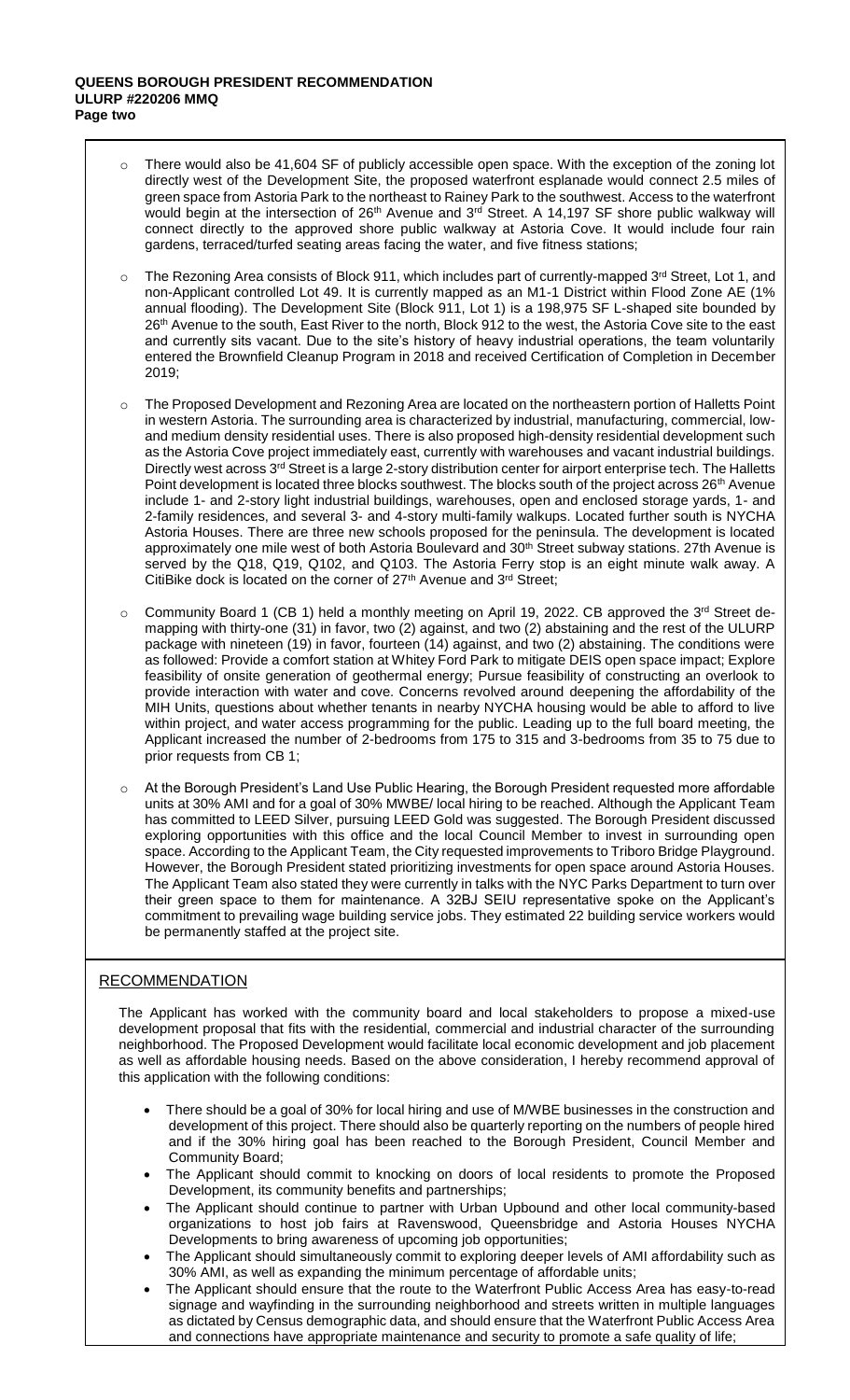- There would also be 41,604 SF of publicly accessible open space. With the exception of the zoning lot directly west of the Development Site, the proposed waterfront esplanade would connect 2.5 miles of green space from Astoria Park to the northeast to Rainey Park to the southwest. Access to the waterfront would begin at the intersection of 26th Avenue and 3rd Street. A 14,197 SF shore public walkway will connect directly to the approved shore public walkway at Astoria Cove. It would include four rain gardens, terraced/turfed seating areas facing the water, and five fitness stations;

- The Rezoning Area consists of Block 911, which includes part of currently-mapped 3rd Street, Lot 1, and non-Applicant controlled Lot 49. It is currently mapped as an M1-1 District within Flood Zone AE (1% annual flooding). The Development Site (Block 911, Lot 1) is a 198,975 SF L-shaped site bounded by 26th Avenue to the south, East River to the north, Block 912 to the west, the Astoria Cove site to the east and currently sits vacant. Due to the site's history of heavy industrial operations, the team voluntarily entered the Brownfield Cleanup Program in 2018 and received Certification of Completion in December 2019;

- The Proposed Development and Rezoning Area are located on the northeastern portion of Halletts Point in western Astoria. The surrounding area is characterized by industrial, manufacturing, commercial, low- and medium density residential uses. There is also proposed high-density residential development such as the Astoria Cove project immediately east, currently with warehouses and vacant industrial buildings. Directly west across 3rd Street is a large 2-story distribution center for airport enterprise tech. The Halletts Point development is located three blocks southwest. The blocks south of the project across 26th Avenue include 1- and 2-story light industrial buildings, warehouses, open and enclosed storage yards, 1- and 2-family residences, and several 3- and 4-story multi-family walkups. Located further south is NYCHA Astoria Houses. There are three new schools proposed for the peninsula. The development is located approximately one mile west of both Astoria Boulevard and 30th Street subway stations. 27th Avenue is served by the Q18, Q19, Q102, and Q103. The Astoria Ferry stop is an eight minute walk away. A CitiBike dock is located on the corner of 27th Avenue and 3rd Street;

- Community Board 1 (CB 1) held a monthly meeting on April 19, 2022. CB approved the 3rd Street de-mapping with thirty-one (31) in favor, two (2) against, and two (2) abstaining and the rest of the ULURP package with nineteen (19) in favor, fourteen (14) against, and two (2) abstaining. The conditions were as followed: Provide a comfort station at Whitey Ford Park to mitigate DEIS open space impact; Explore feasibility of onsite generation of geothermal energy; Pursue feasibility of constructing an overlook to provide interaction with water and cove. Concerns revolved around deepening the affordability of the MIH Units, questions about whether tenants in nearby NYCHA housing would be able to afford to live within project, and water access programming for the public. Leading up to the full board meeting, the Applicant increased the number of 2-bedrooms from 175 to 315 and 3-bedrooms from 35 to 75 due to prior requests from CB 1;

- At the Borough President's Land Use Public Hearing, the Borough President requested more affordable units at 30% AMI and for a goal of 30% MWBE/ local hiring to be reached. Although the Applicant Team has committed to LEED Silver, pursuing LEED Gold was suggested. The Borough President discussed exploring opportunities with this office and the local Council Member to invest in surrounding open space. According to the Applicant Team, the City requested improvements to Triboro Bridge Playground. However, the Borough President stated prioritizing investments for open space around Astoria Houses. The Applicant Team also stated they were currently in talks with the NYC Parks Department to turn over their green space to them for maintenance. A 32BJ SEIU representative spoke on the Applicant's commitment to prevailing wage building service jobs. They estimated 22 building service workers would be permanently staffed at the project site.

## RECOMMENDATION

The Applicant has worked with the community board and local stakeholders to propose a mixed-use development proposal that fits with the residential, commercial and industrial character of the surrounding neighborhood. The Proposed Development would facilitate local economic development and job placement as well as affordable housing needs. Based on the above consideration, I hereby recommend approval of this application with the following conditions:

- There should be a goal of 30% for local hiring and use of M/WBE businesses in the construction and development of this project. There should also be quarterly reporting on the numbers of people hired and if the 30% hiring goal has been reached to the Borough President, Council Member and Community Board;
- The Applicant should commit to knocking on doors of local residents to promote the Proposed Development, its community benefits and partnerships;
- The Applicant should continue to partner with Urban Upbound and other local community-based organizations to host job fairs at Ravenswood, Queensbridge and Astoria Houses NYCHA Developments to bring awareness of upcoming job opportunities;
- The Applicant should simultaneously commit to exploring deeper levels of AMI affordability such as 30% AMI, as well as expanding the minimum percentage of affordable units;
- The Applicant should ensure that the route to the Waterfront Public Access Area has easy-to-read signage and wayfinding in the surrounding neighborhood and streets written in multiple languages as dictated by Census demographic data, and should ensure that the Waterfront Public Access Area and connections have appropriate maintenance and security to promote a safe quality of life;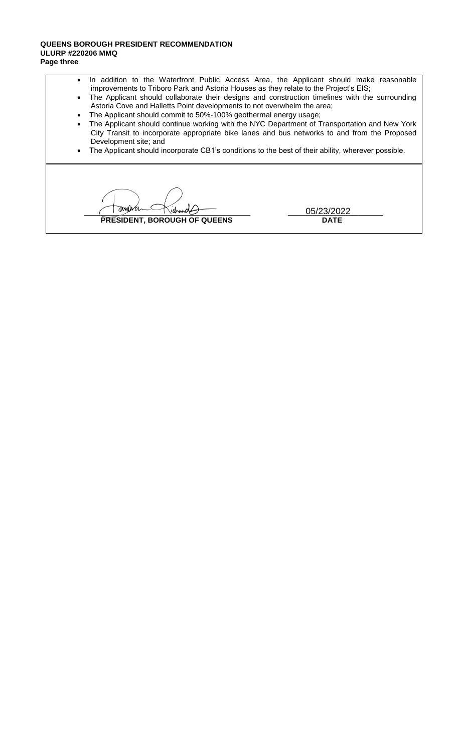- In addition to the Waterfront Public Access Area, the Applicant should make reasonable improvements to Triboro Park and Astoria Houses as they relate to the Project's EIS;
- The Applicant should collaborate their designs and construction timelines with the surrounding Astoria Cove and Halletts Point developments to not overwhelm the area;
- The Applicant should commit to 50%-100% geothermal energy usage;
- The Applicant should continue working with the NYC Department of Transportation and New York City Transit to incorporate appropriate bike lanes and bus networks to and from the Proposed Development site; and
- The Applicant should incorporate CB1's conditions to the best of their ability, wherever possible.

**PRESIDENT, BOROUGH OF QUEENS**

05/23/2022
**DATE**